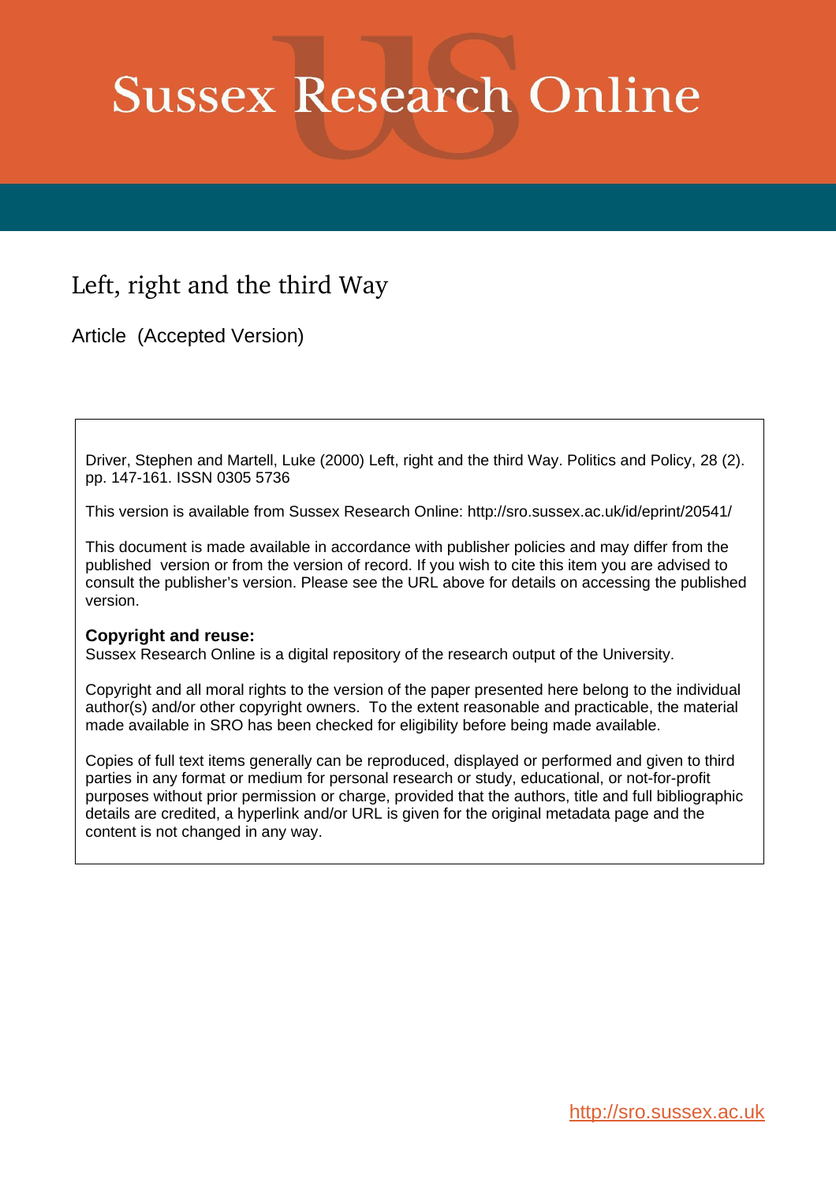# Sussex Research Online

## Left, right and the third Way

Article (Accepted Version)

Driver, Stephen and Martell, Luke (2000) Left, right and the third Way. Politics and Policy, 28 (2). pp. 147-161. ISSN 0305 5736

This version is available from Sussex Research Online: http://sro.sussex.ac.uk/id/eprint/20541/

This document is made available in accordance with publisher policies and may differ from the published version or from the version of record. If you wish to cite this item you are advised to consult the publisher's version. Please see the URL above for details on accessing the published version.

**Copyright and reuse:**
Sussex Research Online is a digital repository of the research output of the University.

Copyright and all moral rights to the version of the paper presented here belong to the individual author(s) and/or other copyright owners. To the extent reasonable and practicable, the material made available in SRO has been checked for eligibility before being made available.

Copies of full text items generally can be reproduced, displayed or performed and given to third parties in any format or medium for personal research or study, educational, or not-for-profit purposes without prior permission or charge, provided that the authors, title and full bibliographic details are credited, a hyperlink and/or URL is given for the original metadata page and the content is not changed in any way.

http://sro.sussex.ac.uk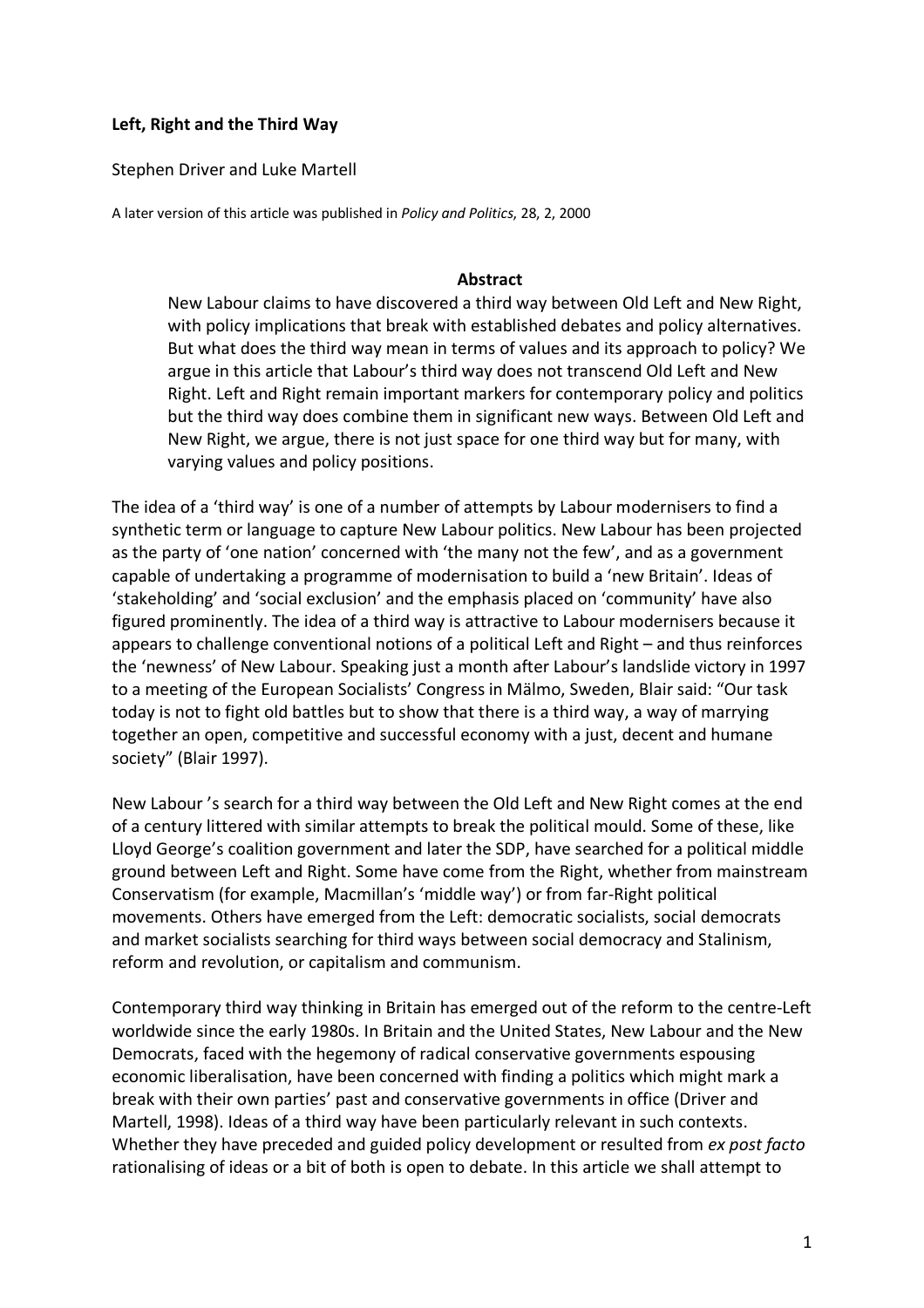**Left, Right and the Third Way**

Stephen Driver and Luke Martell

A later version of this article was published in *Policy and Politics*, 28, 2, 2000

**Abstract**

New Labour claims to have discovered a third way between Old Left and New Right, with policy implications that break with established debates and policy alternatives. But what does the third way mean in terms of values and its approach to policy? We argue in this article that Labour's third way does not transcend Old Left and New Right. Left and Right remain important markers for contemporary policy and politics but the third way does combine them in significant new ways. Between Old Left and New Right, we argue, there is not just space for one third way but for many, with varying values and policy positions.

The idea of a 'third way' is one of a number of attempts by Labour modernisers to find a synthetic term or language to capture New Labour politics. New Labour has been projected as the party of 'one nation' concerned with 'the many not the few', and as a government capable of undertaking a programme of modernisation to build a 'new Britain'. Ideas of 'stakeholding' and 'social exclusion' and the emphasis placed on 'community' have also figured prominently. The idea of a third way is attractive to Labour modernisers because it appears to challenge conventional notions of a political Left and Right – and thus reinforces the 'newness' of New Labour. Speaking just a month after Labour's landslide victory in 1997 to a meeting of the European Socialists' Congress in Mälmo, Sweden, Blair said: "Our task today is not to fight old battles but to show that there is a third way, a way of marrying together an open, competitive and successful economy with a just, decent and humane society" (Blair 1997).

New Labour 's search for a third way between the Old Left and New Right comes at the end of a century littered with similar attempts to break the political mould. Some of these, like Lloyd George's coalition government and later the SDP, have searched for a political middle ground between Left and Right. Some have come from the Right, whether from mainstream Conservatism (for example, Macmillan's 'middle way') or from far-Right political movements. Others have emerged from the Left: democratic socialists, social democrats and market socialists searching for third ways between social democracy and Stalinism, reform and revolution, or capitalism and communism.

Contemporary third way thinking in Britain has emerged out of the reform to the centre-Left worldwide since the early 1980s. In Britain and the United States, New Labour and the New Democrats, faced with the hegemony of radical conservative governments espousing economic liberalisation, have been concerned with finding a politics which might mark a break with their own parties' past and conservative governments in office (Driver and Martell, 1998). Ideas of a third way have been particularly relevant in such contexts. Whether they have preceded and guided policy development or resulted from *ex post facto* rationalising of ideas or a bit of both is open to debate. In this article we shall attempt to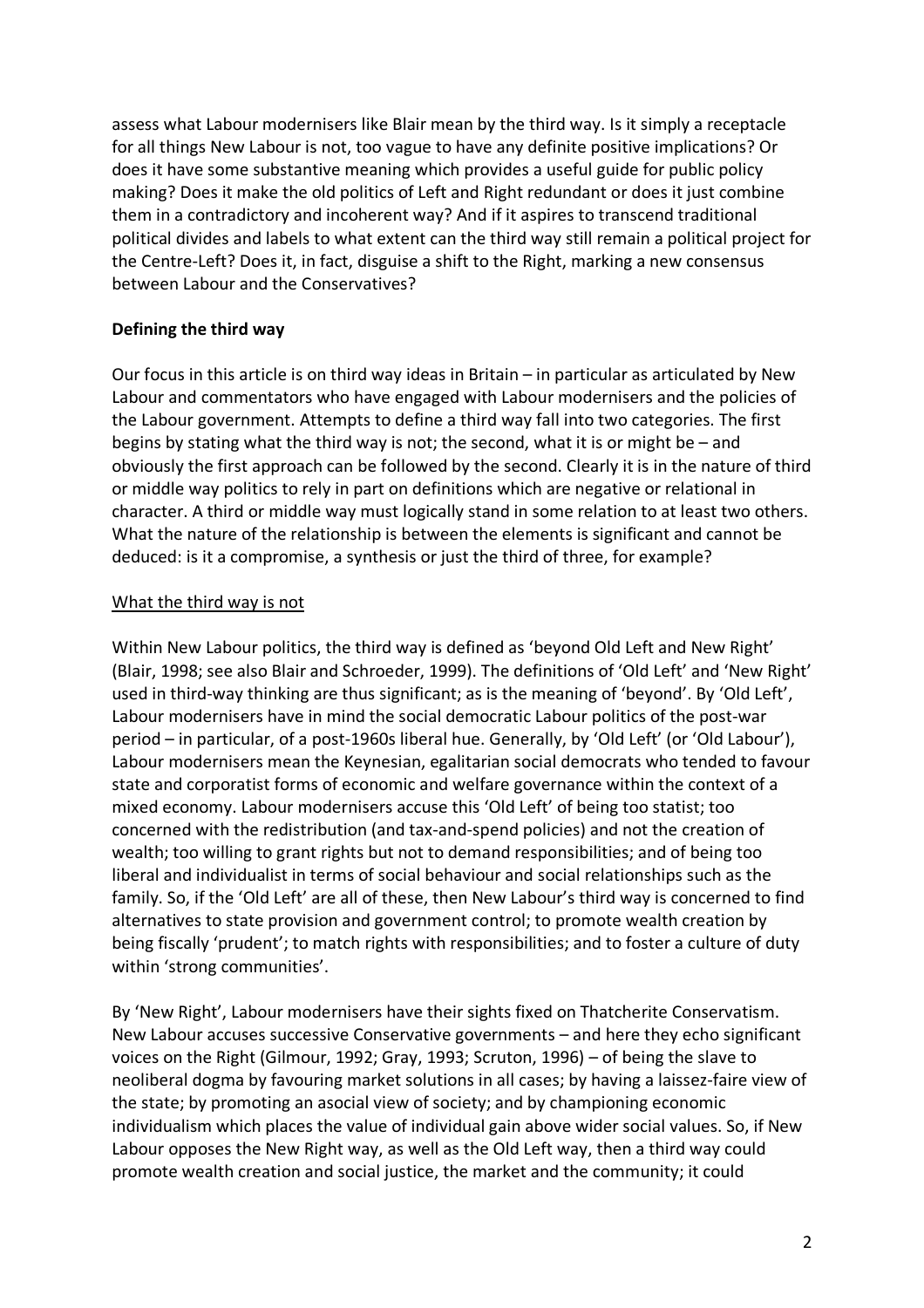assess what Labour modernisers like Blair mean by the third way. Is it simply a receptacle for all things New Labour is not, too vague to have any definite positive implications? Or does it have some substantive meaning which provides a useful guide for public policy making? Does it make the old politics of Left and Right redundant or does it just combine them in a contradictory and incoherent way? And if it aspires to transcend traditional political divides and labels to what extent can the third way still remain a political project for the Centre-Left? Does it, in fact, disguise a shift to the Right, marking a new consensus between Labour and the Conservatives?

## Defining the third way

Our focus in this article is on third way ideas in Britain – in particular as articulated by New Labour and commentators who have engaged with Labour modernisers and the policies of the Labour government. Attempts to define a third way fall into two categories. The first begins by stating what the third way is not; the second, what it is or might be – and obviously the first approach can be followed by the second. Clearly it is in the nature of third or middle way politics to rely in part on definitions which are negative or relational in character. A third or middle way must logically stand in some relation to at least two others. What the nature of the relationship is between the elements is significant and cannot be deduced: is it a compromise, a synthesis or just the third of three, for example?

### What the third way is not

Within New Labour politics, the third way is defined as 'beyond Old Left and New Right' (Blair, 1998; see also Blair and Schroeder, 1999). The definitions of 'Old Left' and 'New Right' used in third-way thinking are thus significant; as is the meaning of 'beyond'. By 'Old Left', Labour modernisers have in mind the social democratic Labour politics of the post-war period – in particular, of a post-1960s liberal hue. Generally, by 'Old Left' (or 'Old Labour'), Labour modernisers mean the Keynesian, egalitarian social democrats who tended to favour state and corporatist forms of economic and welfare governance within the context of a mixed economy. Labour modernisers accuse this 'Old Left' of being too statist; too concerned with the redistribution (and tax-and-spend policies) and not the creation of wealth; too willing to grant rights but not to demand responsibilities; and of being too liberal and individualist in terms of social behaviour and social relationships such as the family. So, if the 'Old Left' are all of these, then New Labour's third way is concerned to find alternatives to state provision and government control; to promote wealth creation by being fiscally 'prudent'; to match rights with responsibilities; and to foster a culture of duty within 'strong communities'.

By 'New Right', Labour modernisers have their sights fixed on Thatcherite Conservatism. New Labour accuses successive Conservative governments – and here they echo significant voices on the Right (Gilmour, 1992; Gray, 1993; Scruton, 1996) – of being the slave to neoliberal dogma by favouring market solutions in all cases; by having a laissez-faire view of the state; by promoting an asocial view of society; and by championing economic individualism which places the value of individual gain above wider social values. So, if New Labour opposes the New Right way, as well as the Old Left way, then a third way could promote wealth creation and social justice, the market and the community; it could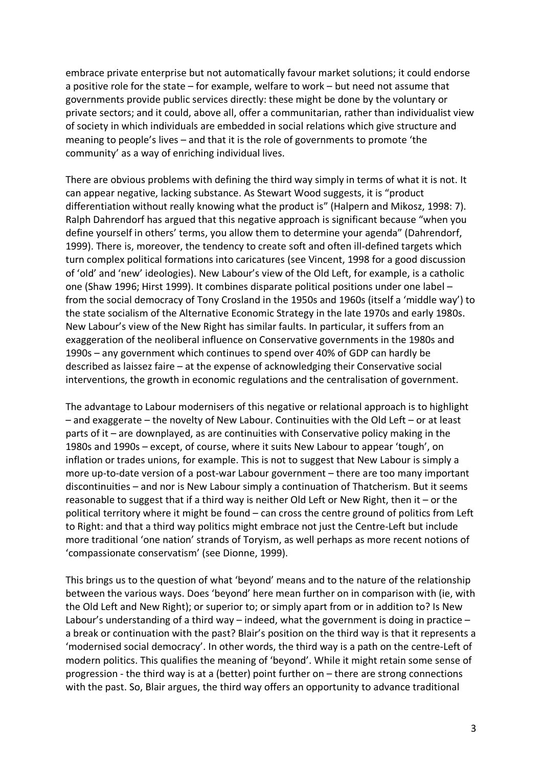embrace private enterprise but not automatically favour market solutions; it could endorse a positive role for the state – for example, welfare to work – but need not assume that governments provide public services directly: these might be done by the voluntary or private sectors; and it could, above all, offer a communitarian, rather than individualist view of society in which individuals are embedded in social relations which give structure and meaning to people's lives – and that it is the role of governments to promote 'the community' as a way of enriching individual lives.

There are obvious problems with defining the third way simply in terms of what it is not. It can appear negative, lacking substance. As Stewart Wood suggests, it is "product differentiation without really knowing what the product is" (Halpern and Mikosz, 1998: 7). Ralph Dahrendorf has argued that this negative approach is significant because "when you define yourself in others' terms, you allow them to determine your agenda" (Dahrendorf, 1999). There is, moreover, the tendency to create soft and often ill-defined targets which turn complex political formations into caricatures (see Vincent, 1998 for a good discussion of 'old' and 'new' ideologies). New Labour's view of the Old Left, for example, is a catholic one (Shaw 1996; Hirst 1999). It combines disparate political positions under one label – from the social democracy of Tony Crosland in the 1950s and 1960s (itself a 'middle way') to the state socialism of the Alternative Economic Strategy in the late 1970s and early 1980s. New Labour's view of the New Right has similar faults. In particular, it suffers from an exaggeration of the neoliberal influence on Conservative governments in the 1980s and 1990s – any government which continues to spend over 40% of GDP can hardly be described as laissez faire – at the expense of acknowledging their Conservative social interventions, the growth in economic regulations and the centralisation of government.

The advantage to Labour modernisers of this negative or relational approach is to highlight – and exaggerate – the novelty of New Labour. Continuities with the Old Left – or at least parts of it – are downplayed, as are continuities with Conservative policy making in the 1980s and 1990s – except, of course, where it suits New Labour to appear 'tough', on inflation or trades unions, for example. This is not to suggest that New Labour is simply a more up-to-date version of a post-war Labour government – there are too many important discontinuities – and nor is New Labour simply a continuation of Thatcherism. But it seems reasonable to suggest that if a third way is neither Old Left or New Right, then it – or the political territory where it might be found – can cross the centre ground of politics from Left to Right: and that a third way politics might embrace not just the Centre-Left but include more traditional 'one nation' strands of Toryism, as well perhaps as more recent notions of 'compassionate conservatism' (see Dionne, 1999).

This brings us to the question of what 'beyond' means and to the nature of the relationship between the various ways. Does 'beyond' here mean further on in comparison with (ie, with the Old Left and New Right); or superior to; or simply apart from or in addition to? Is New Labour's understanding of a third way – indeed, what the government is doing in practice – a break or continuation with the past? Blair's position on the third way is that it represents a 'modernised social democracy'. In other words, the third way is a path on the centre-Left of modern politics. This qualifies the meaning of 'beyond'. While it might retain some sense of progression - the third way is at a (better) point further on – there are strong connections with the past. So, Blair argues, the third way offers an opportunity to advance traditional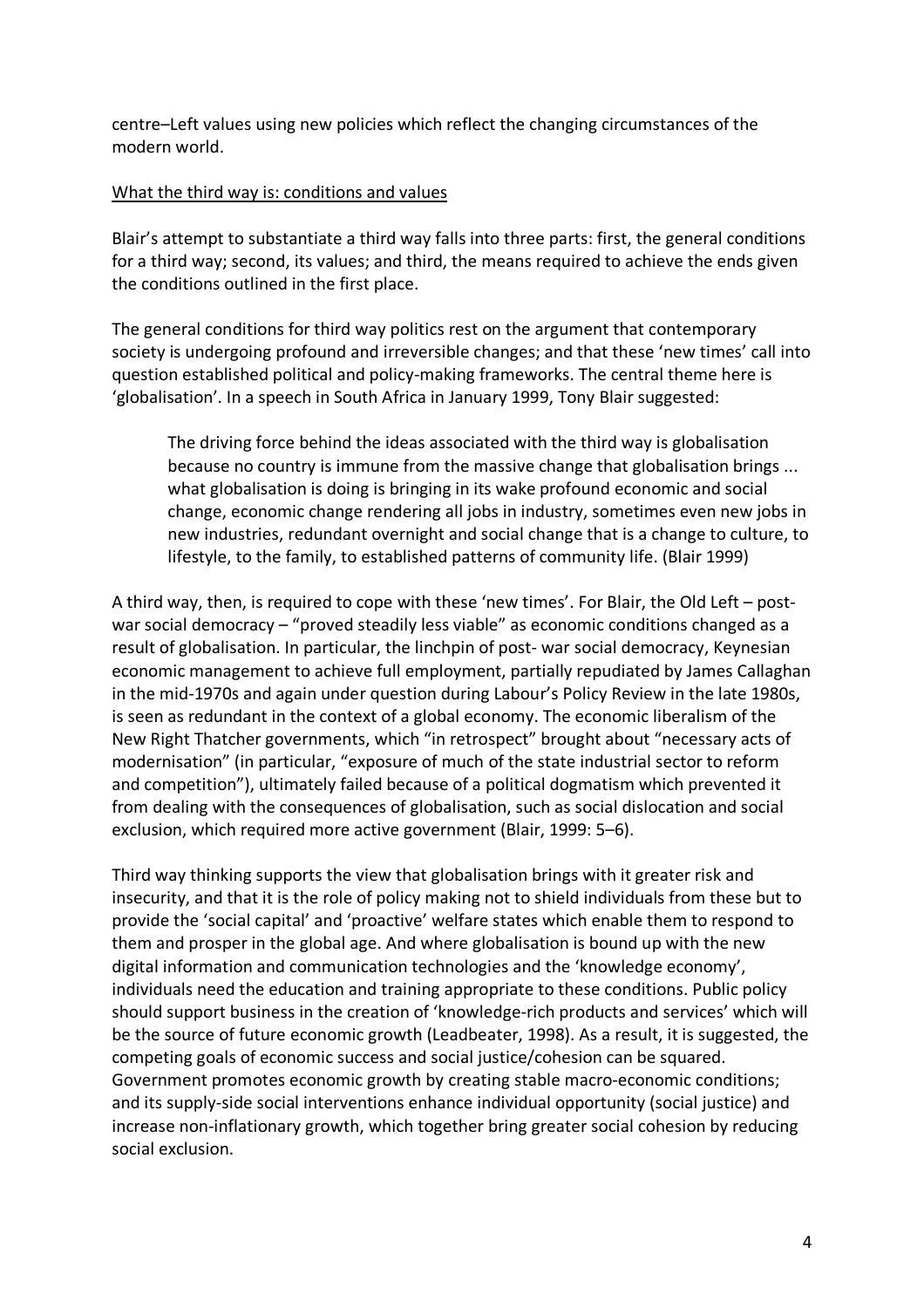centre–Left values using new policies which reflect the changing circumstances of the modern world.

## What the third way is: conditions and values

Blair's attempt to substantiate a third way falls into three parts: first, the general conditions for a third way; second, its values; and third, the means required to achieve the ends given the conditions outlined in the first place.

The general conditions for third way politics rest on the argument that contemporary society is undergoing profound and irreversible changes; and that these 'new times' call into question established political and policy-making frameworks. The central theme here is 'globalisation'. In a speech in South Africa in January 1999, Tony Blair suggested:

> The driving force behind the ideas associated with the third way is globalisation because no country is immune from the massive change that globalisation brings ... what globalisation is doing is bringing in its wake profound economic and social change, economic change rendering all jobs in industry, sometimes even new jobs in new industries, redundant overnight and social change that is a change to culture, to lifestyle, to the family, to established patterns of community life. (Blair 1999)

A third way, then, is required to cope with these 'new times'. For Blair, the Old Left – post-war social democracy – "proved steadily less viable" as economic conditions changed as a result of globalisation. In particular, the linchpin of post- war social democracy, Keynesian economic management to achieve full employment, partially repudiated by James Callaghan in the mid-1970s and again under question during Labour's Policy Review in the late 1980s, is seen as redundant in the context of a global economy. The economic liberalism of the New Right Thatcher governments, which "in retrospect" brought about "necessary acts of modernisation" (in particular, "exposure of much of the state industrial sector to reform and competition"), ultimately failed because of a political dogmatism which prevented it from dealing with the consequences of globalisation, such as social dislocation and social exclusion, which required more active government (Blair, 1999: 5–6).

Third way thinking supports the view that globalisation brings with it greater risk and insecurity, and that it is the role of policy making not to shield individuals from these but to provide the 'social capital' and 'proactive' welfare states which enable them to respond to them and prosper in the global age. And where globalisation is bound up with the new digital information and communication technologies and the 'knowledge economy', individuals need the education and training appropriate to these conditions. Public policy should support business in the creation of 'knowledge-rich products and services' which will be the source of future economic growth (Leadbeater, 1998). As a result, it is suggested, the competing goals of economic success and social justice/cohesion can be squared. Government promotes economic growth by creating stable macro-economic conditions; and its supply-side social interventions enhance individual opportunity (social justice) and increase non-inflationary growth, which together bring greater social cohesion by reducing social exclusion.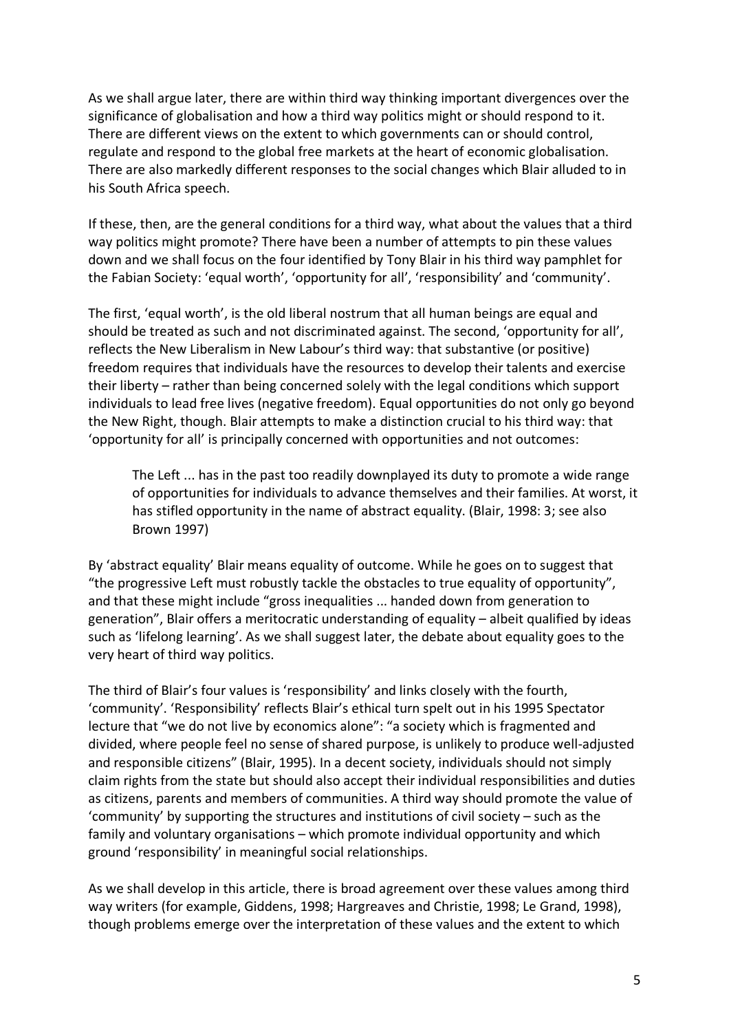As we shall argue later, there are within third way thinking important divergences over the significance of globalisation and how a third way politics might or should respond to it. There are different views on the extent to which governments can or should control, regulate and respond to the global free markets at the heart of economic globalisation. There are also markedly different responses to the social changes which Blair alluded to in his South Africa speech.

If these, then, are the general conditions for a third way, what about the values that a third way politics might promote? There have been a number of attempts to pin these values down and we shall focus on the four identified by Tony Blair in his third way pamphlet for the Fabian Society: 'equal worth', 'opportunity for all', 'responsibility' and 'community'.

The first, 'equal worth', is the old liberal nostrum that all human beings are equal and should be treated as such and not discriminated against. The second, 'opportunity for all', reflects the New Liberalism in New Labour's third way: that substantive (or positive) freedom requires that individuals have the resources to develop their talents and exercise their liberty – rather than being concerned solely with the legal conditions which support individuals to lead free lives (negative freedom). Equal opportunities do not only go beyond the New Right, though. Blair attempts to make a distinction crucial to his third way: that 'opportunity for all' is principally concerned with opportunities and not outcomes:

> The Left ... has in the past too readily downplayed its duty to promote a wide range of opportunities for individuals to advance themselves and their families. At worst, it has stifled opportunity in the name of abstract equality. (Blair, 1998: 3; see also Brown 1997)

By 'abstract equality' Blair means equality of outcome. While he goes on to suggest that "the progressive Left must robustly tackle the obstacles to true equality of opportunity", and that these might include "gross inequalities ... handed down from generation to generation", Blair offers a meritocratic understanding of equality – albeit qualified by ideas such as 'lifelong learning'. As we shall suggest later, the debate about equality goes to the very heart of third way politics.

The third of Blair's four values is 'responsibility' and links closely with the fourth, 'community'. 'Responsibility' reflects Blair's ethical turn spelt out in his 1995 Spectator lecture that "we do not live by economics alone": "a society which is fragmented and divided, where people feel no sense of shared purpose, is unlikely to produce well-adjusted and responsible citizens" (Blair, 1995). In a decent society, individuals should not simply claim rights from the state but should also accept their individual responsibilities and duties as citizens, parents and members of communities. A third way should promote the value of 'community' by supporting the structures and institutions of civil society – such as the family and voluntary organisations – which promote individual opportunity and which ground 'responsibility' in meaningful social relationships.

As we shall develop in this article, there is broad agreement over these values among third way writers (for example, Giddens, 1998; Hargreaves and Christie, 1998; Le Grand, 1998), though problems emerge over the interpretation of these values and the extent to which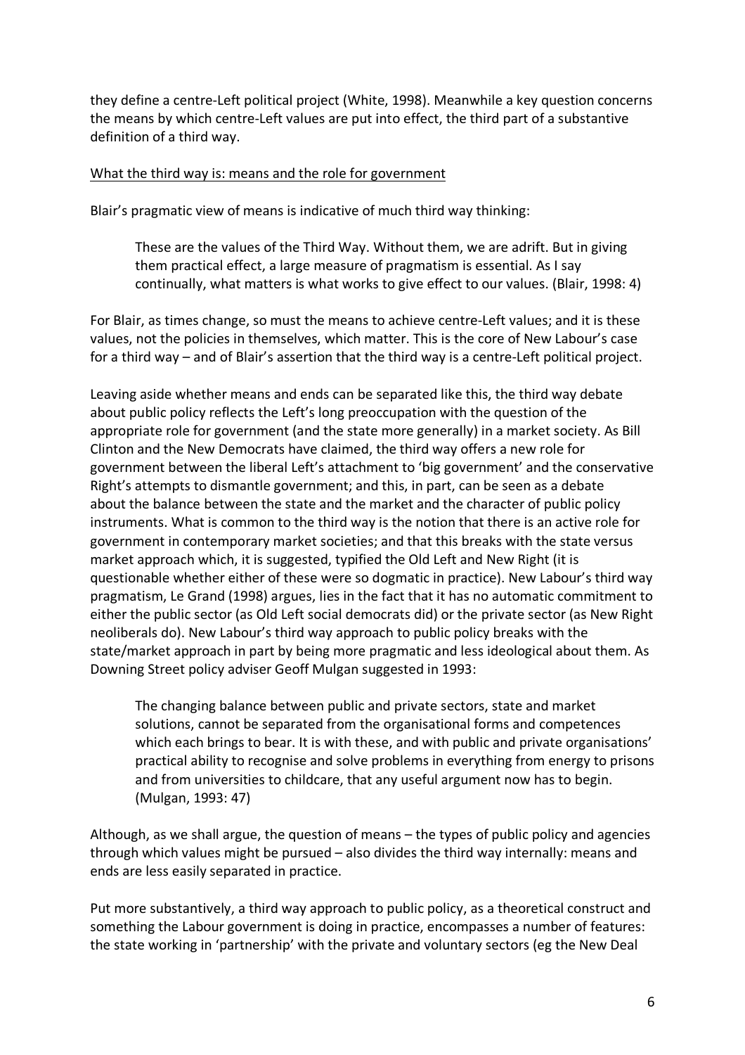they define a centre-Left political project (White, 1998). Meanwhile a key question concerns the means by which centre-Left values are put into effect, the third part of a substantive definition of a third way.

<u>What the third way is: means and the role for government</u>

Blair's pragmatic view of means is indicative of much third way thinking:

> These are the values of the Third Way. Without them, we are adrift. But in giving them practical effect, a large measure of pragmatism is essential. As I say continually, what matters is what works to give effect to our values. (Blair, 1998: 4)

For Blair, as times change, so must the means to achieve centre-Left values; and it is these values, not the policies in themselves, which matter. This is the core of New Labour's case for a third way – and of Blair's assertion that the third way is a centre-Left political project.

Leaving aside whether means and ends can be separated like this, the third way debate about public policy reflects the Left's long preoccupation with the question of the appropriate role for government (and the state more generally) in a market society. As Bill Clinton and the New Democrats have claimed, the third way offers a new role for government between the liberal Left's attachment to 'big government' and the conservative Right's attempts to dismantle government; and this, in part, can be seen as a debate about the balance between the state and the market and the character of public policy instruments. What is common to the third way is the notion that there is an active role for government in contemporary market societies; and that this breaks with the state versus market approach which, it is suggested, typified the Old Left and New Right (it is questionable whether either of these were so dogmatic in practice). New Labour's third way pragmatism, Le Grand (1998) argues, lies in the fact that it has no automatic commitment to either the public sector (as Old Left social democrats did) or the private sector (as New Right neoliberals do). New Labour's third way approach to public policy breaks with the state/market approach in part by being more pragmatic and less ideological about them. As Downing Street policy adviser Geoff Mulgan suggested in 1993:

> The changing balance between public and private sectors, state and market solutions, cannot be separated from the organisational forms and competences which each brings to bear. It is with these, and with public and private organisations' practical ability to recognise and solve problems in everything from energy to prisons and from universities to childcare, that any useful argument now has to begin. (Mulgan, 1993: 47)

Although, as we shall argue, the question of means – the types of public policy and agencies through which values might be pursued – also divides the third way internally: means and ends are less easily separated in practice.

Put more substantively, a third way approach to public policy, as a theoretical construct and something the Labour government is doing in practice, encompasses a number of features: the state working in 'partnership' with the private and voluntary sectors (eg the New Deal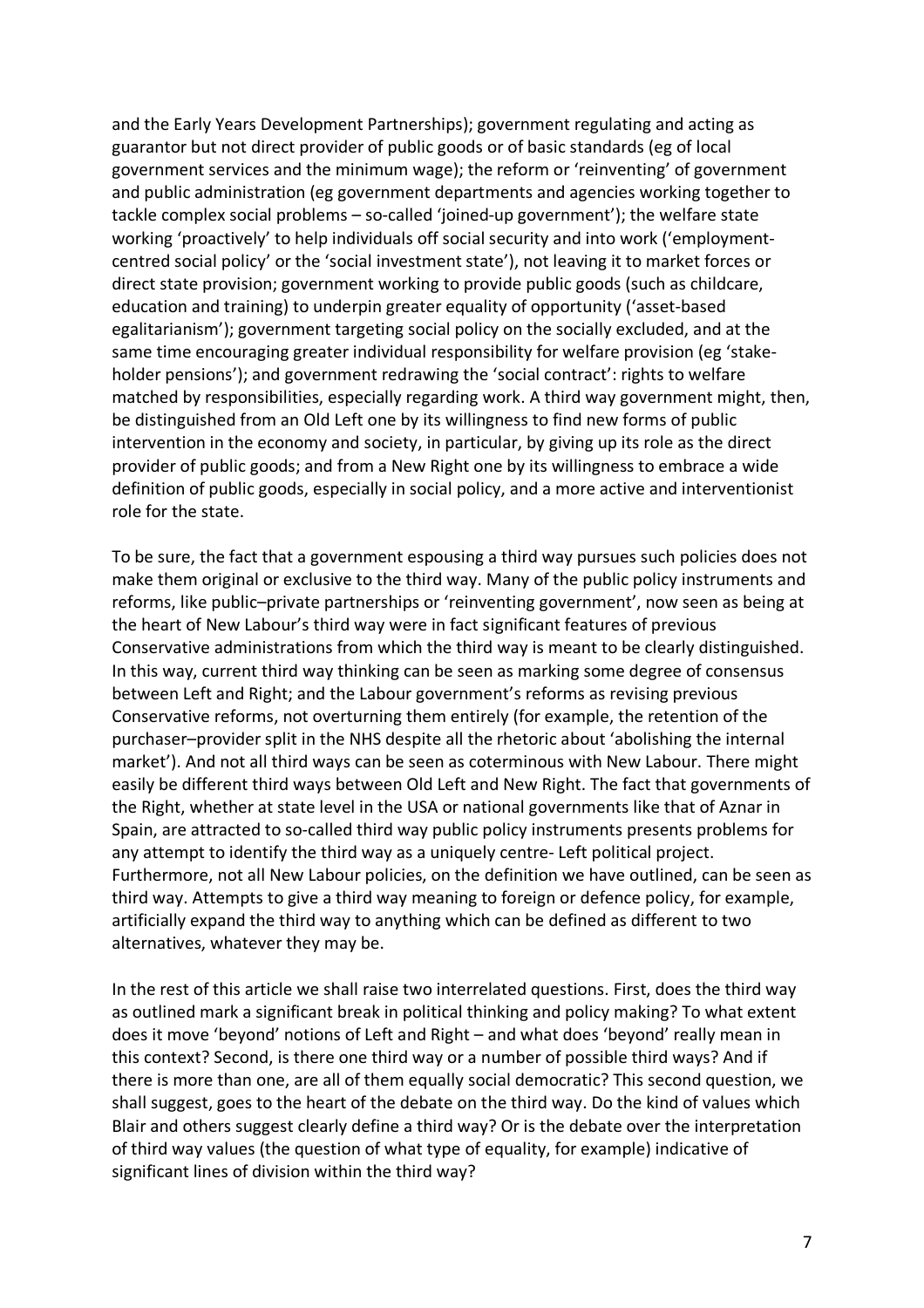and the Early Years Development Partnerships); government regulating and acting as guarantor but not direct provider of public goods or of basic standards (eg of local government services and the minimum wage); the reform or 'reinventing' of government and public administration (eg government departments and agencies working together to tackle complex social problems – so-called 'joined-up government'); the welfare state working 'proactively' to help individuals off social security and into work ('employment-centred social policy' or the 'social investment state'), not leaving it to market forces or direct state provision; government working to provide public goods (such as childcare, education and training) to underpin greater equality of opportunity ('asset-based egalitarianism'); government targeting social policy on the socially excluded, and at the same time encouraging greater individual responsibility for welfare provision (eg 'stake-holder pensions'); and government redrawing the 'social contract': rights to welfare matched by responsibilities, especially regarding work. A third way government might, then, be distinguished from an Old Left one by its willingness to find new forms of public intervention in the economy and society, in particular, by giving up its role as the direct provider of public goods; and from a New Right one by its willingness to embrace a wide definition of public goods, especially in social policy, and a more active and interventionist role for the state.

To be sure, the fact that a government espousing a third way pursues such policies does not make them original or exclusive to the third way. Many of the public policy instruments and reforms, like public–private partnerships or 'reinventing government', now seen as being at the heart of New Labour's third way were in fact significant features of previous Conservative administrations from which the third way is meant to be clearly distinguished. In this way, current third way thinking can be seen as marking some degree of consensus between Left and Right; and the Labour government's reforms as revising previous Conservative reforms, not overturning them entirely (for example, the retention of the purchaser–provider split in the NHS despite all the rhetoric about 'abolishing the internal market'). And not all third ways can be seen as coterminous with New Labour. There might easily be different third ways between Old Left and New Right. The fact that governments of the Right, whether at state level in the USA or national governments like that of Aznar in Spain, are attracted to so-called third way public policy instruments presents problems for any attempt to identify the third way as a uniquely centre- Left political project. Furthermore, not all New Labour policies, on the definition we have outlined, can be seen as third way. Attempts to give a third way meaning to foreign or defence policy, for example, artificially expand the third way to anything which can be defined as different to two alternatives, whatever they may be.

In the rest of this article we shall raise two interrelated questions. First, does the third way as outlined mark a significant break in political thinking and policy making? To what extent does it move 'beyond' notions of Left and Right – and what does 'beyond' really mean in this context? Second, is there one third way or a number of possible third ways? And if there is more than one, are all of them equally social democratic? This second question, we shall suggest, goes to the heart of the debate on the third way. Do the kind of values which Blair and others suggest clearly define a third way? Or is the debate over the interpretation of third way values (the question of what type of equality, for example) indicative of significant lines of division within the third way?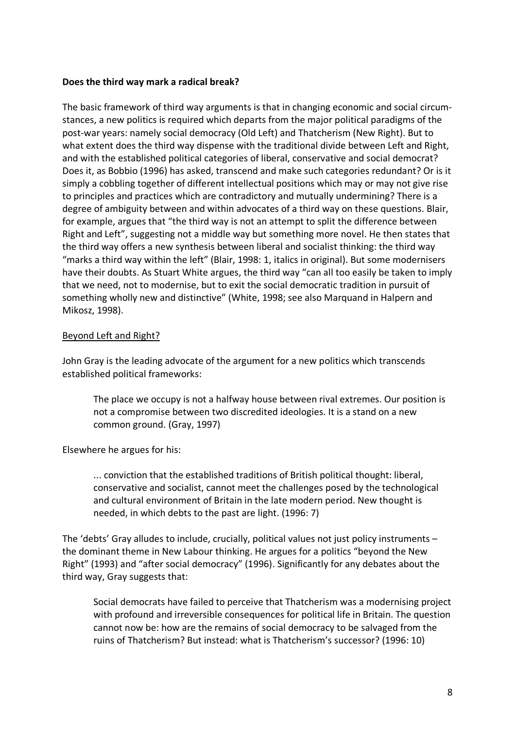**Does the third way mark a radical break?**

The basic framework of third way arguments is that in changing economic and social circumstances, a new politics is required which departs from the major political paradigms of the post-war years: namely social democracy (Old Left) and Thatcherism (New Right). But to what extent does the third way dispense with the traditional divide between Left and Right, and with the established political categories of liberal, conservative and social democrat? Does it, as Bobbio (1996) has asked, transcend and make such categories redundant? Or is it simply a cobbling together of different intellectual positions which may or may not give rise to principles and practices which are contradictory and mutually undermining? There is a degree of ambiguity between and within advocates of a third way on these questions. Blair, for example, argues that "the third way is not an attempt to split the difference between Right and Left", suggesting not a middle way but something more novel. He then states that the third way offers a new synthesis between liberal and socialist thinking: the third way "marks a third way within the left" (Blair, 1998: 1, italics in original). But some modernisers have their doubts. As Stuart White argues, the third way "can all too easily be taken to imply that we need, not to modernise, but to exit the social democratic tradition in pursuit of something wholly new and distinctive" (White, 1998; see also Marquand in Halpern and Mikosz, 1998).

<u>Beyond Left and Right?</u>

John Gray is the leading advocate of the argument for a new politics which transcends established political frameworks:

> The place we occupy is not a halfway house between rival extremes. Our position is not a compromise between two discredited ideologies. It is a stand on a new common ground. (Gray, 1997)

Elsewhere he argues for his:

> ... conviction that the established traditions of British political thought: liberal, conservative and socialist, cannot meet the challenges posed by the technological and cultural environment of Britain in the late modern period. New thought is needed, in which debts to the past are light. (1996: 7)

The 'debts' Gray alludes to include, crucially, political values not just policy instruments – the dominant theme in New Labour thinking. He argues for a politics "beyond the New Right" (1993) and "after social democracy" (1996). Significantly for any debates about the third way, Gray suggests that:

> Social democrats have failed to perceive that Thatcherism was a modernising project with profound and irreversible consequences for political life in Britain. The question cannot now be: how are the remains of social democracy to be salvaged from the ruins of Thatcherism? But instead: what is Thatcherism's successor? (1996: 10)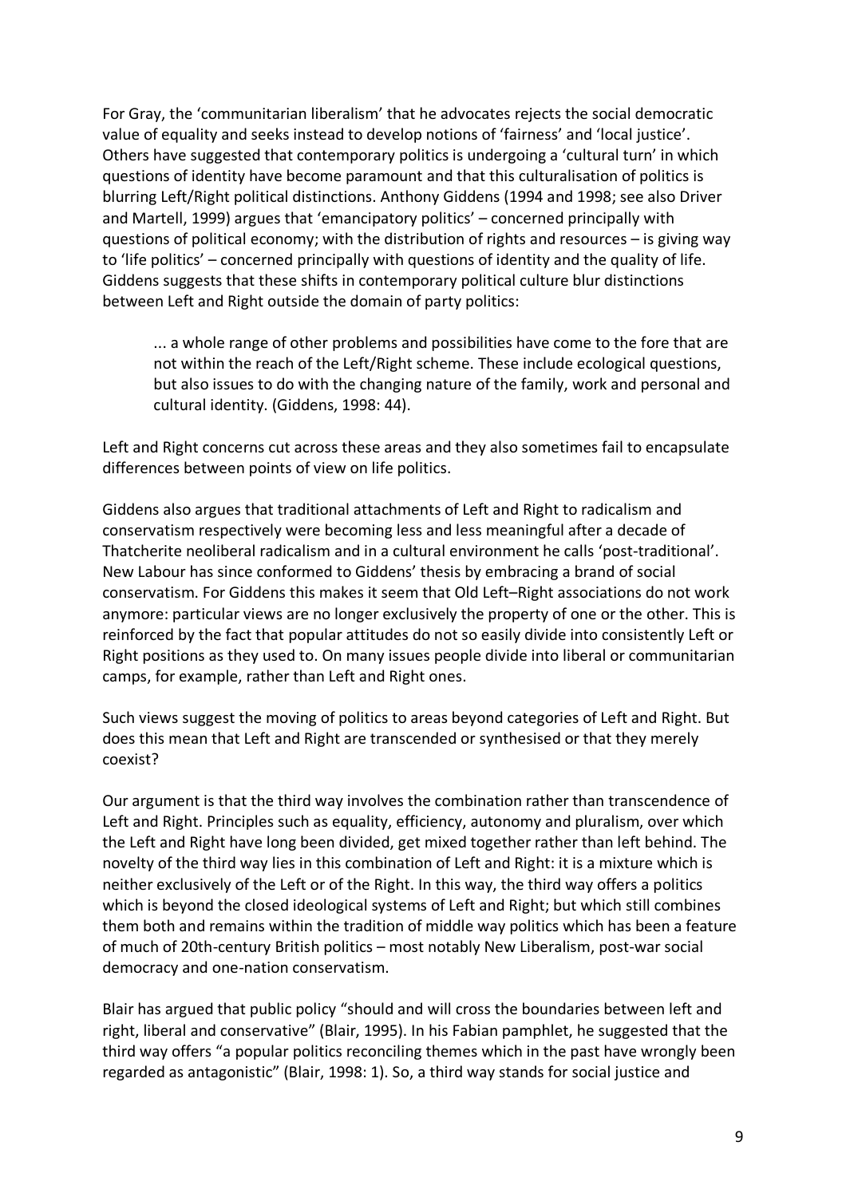For Gray, the 'communitarian liberalism' that he advocates rejects the social democratic value of equality and seeks instead to develop notions of 'fairness' and 'local justice'. Others have suggested that contemporary politics is undergoing a 'cultural turn' in which questions of identity have become paramount and that this culturalisation of politics is blurring Left/Right political distinctions. Anthony Giddens (1994 and 1998; see also Driver and Martell, 1999) argues that 'emancipatory politics' – concerned principally with questions of political economy; with the distribution of rights and resources – is giving way to 'life politics' – concerned principally with questions of identity and the quality of life. Giddens suggests that these shifts in contemporary political culture blur distinctions between Left and Right outside the domain of party politics:

> ... a whole range of other problems and possibilities have come to the fore that are not within the reach of the Left/Right scheme. These include ecological questions, but also issues to do with the changing nature of the family, work and personal and cultural identity. (Giddens, 1998: 44).

Left and Right concerns cut across these areas and they also sometimes fail to encapsulate differences between points of view on life politics.

Giddens also argues that traditional attachments of Left and Right to radicalism and conservatism respectively were becoming less and less meaningful after a decade of Thatcherite neoliberal radicalism and in a cultural environment he calls 'post-traditional'. New Labour has since conformed to Giddens' thesis by embracing a brand of social conservatism. For Giddens this makes it seem that Old Left–Right associations do not work anymore: particular views are no longer exclusively the property of one or the other. This is reinforced by the fact that popular attitudes do not so easily divide into consistently Left or Right positions as they used to. On many issues people divide into liberal or communitarian camps, for example, rather than Left and Right ones.

Such views suggest the moving of politics to areas beyond categories of Left and Right. But does this mean that Left and Right are transcended or synthesised or that they merely coexist?

Our argument is that the third way involves the combination rather than transcendence of Left and Right. Principles such as equality, efficiency, autonomy and pluralism, over which the Left and Right have long been divided, get mixed together rather than left behind. The novelty of the third way lies in this combination of Left and Right: it is a mixture which is neither exclusively of the Left or of the Right. In this way, the third way offers a politics which is beyond the closed ideological systems of Left and Right; but which still combines them both and remains within the tradition of middle way politics which has been a feature of much of 20th-century British politics – most notably New Liberalism, post-war social democracy and one-nation conservatism.

Blair has argued that public policy "should and will cross the boundaries between left and right, liberal and conservative" (Blair, 1995). In his Fabian pamphlet, he suggested that the third way offers "a popular politics reconciling themes which in the past have wrongly been regarded as antagonistic" (Blair, 1998: 1). So, a third way stands for social justice and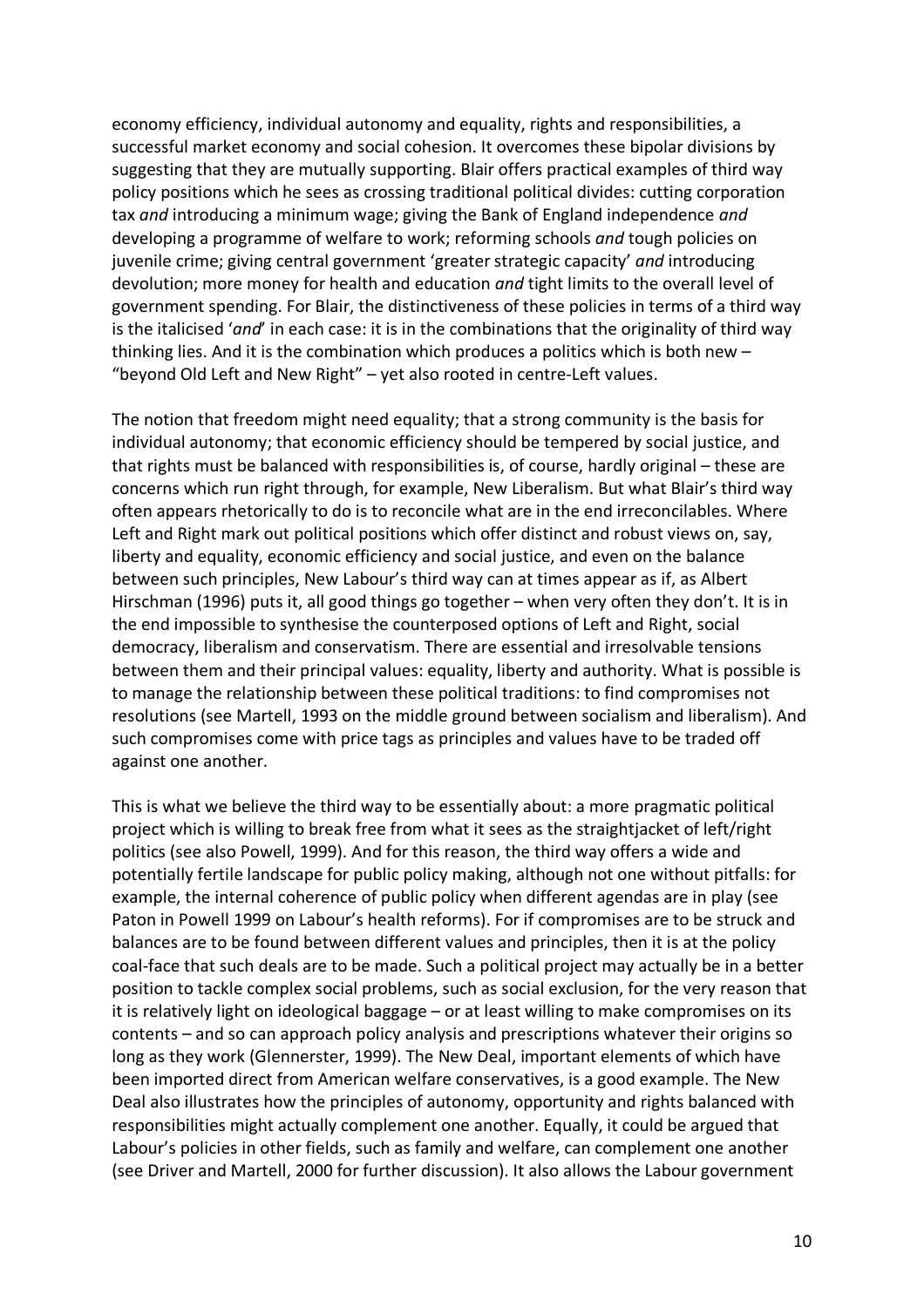economy efficiency, individual autonomy and equality, rights and responsibilities, a successful market economy and social cohesion. It overcomes these bipolar divisions by suggesting that they are mutually supporting. Blair offers practical examples of third way policy positions which he sees as crossing traditional political divides: cutting corporation tax *and* introducing a minimum wage; giving the Bank of England independence *and* developing a programme of welfare to work; reforming schools *and* tough policies on juvenile crime; giving central government 'greater strategic capacity' *and* introducing devolution; more money for health and education *and* tight limits to the overall level of government spending. For Blair, the distinctiveness of these policies in terms of a third way is the italicised '*and*' in each case: it is in the combinations that the originality of third way thinking lies. And it is the combination which produces a politics which is both new – "beyond Old Left and New Right" – yet also rooted in centre-Left values.

The notion that freedom might need equality; that a strong community is the basis for individual autonomy; that economic efficiency should be tempered by social justice, and that rights must be balanced with responsibilities is, of course, hardly original – these are concerns which run right through, for example, New Liberalism. But what Blair's third way often appears rhetorically to do is to reconcile what are in the end irreconcilables. Where Left and Right mark out political positions which offer distinct and robust views on, say, liberty and equality, economic efficiency and social justice, and even on the balance between such principles, New Labour's third way can at times appear as if, as Albert Hirschman (1996) puts it, all good things go together – when very often they don't. It is in the end impossible to synthesise the counterposed options of Left and Right, social democracy, liberalism and conservatism. There are essential and irresolvable tensions between them and their principal values: equality, liberty and authority. What is possible is to manage the relationship between these political traditions: to find compromises not resolutions (see Martell, 1993 on the middle ground between socialism and liberalism). And such compromises come with price tags as principles and values have to be traded off against one another.

This is what we believe the third way to be essentially about: a more pragmatic political project which is willing to break free from what it sees as the straightjacket of left/right politics (see also Powell, 1999). And for this reason, the third way offers a wide and potentially fertile landscape for public policy making, although not one without pitfalls: for example, the internal coherence of public policy when different agendas are in play (see Paton in Powell 1999 on Labour's health reforms). For if compromises are to be struck and balances are to be found between different values and principles, then it is at the policy coal-face that such deals are to be made. Such a political project may actually be in a better position to tackle complex social problems, such as social exclusion, for the very reason that it is relatively light on ideological baggage – or at least willing to make compromises on its contents – and so can approach policy analysis and prescriptions whatever their origins so long as they work (Glennerster, 1999). The New Deal, important elements of which have been imported direct from American welfare conservatives, is a good example. The New Deal also illustrates how the principles of autonomy, opportunity and rights balanced with responsibilities might actually complement one another. Equally, it could be argued that Labour's policies in other fields, such as family and welfare, can complement one another (see Driver and Martell, 2000 for further discussion). It also allows the Labour government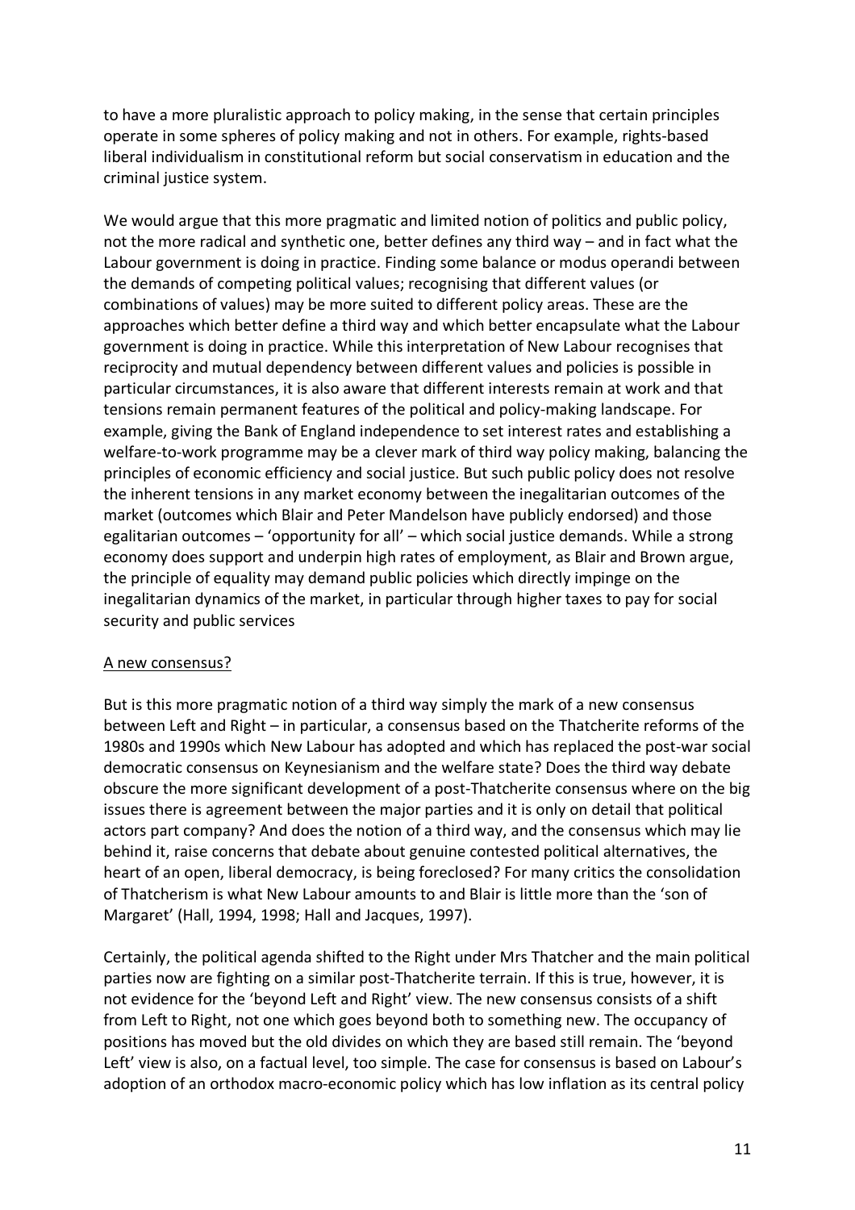to have a more pluralistic approach to policy making, in the sense that certain principles operate in some spheres of policy making and not in others. For example, rights-based liberal individualism in constitutional reform but social conservatism in education and the criminal justice system.

We would argue that this more pragmatic and limited notion of politics and public policy, not the more radical and synthetic one, better defines any third way – and in fact what the Labour government is doing in practice. Finding some balance or modus operandi between the demands of competing political values; recognising that different values (or combinations of values) may be more suited to different policy areas. These are the approaches which better define a third way and which better encapsulate what the Labour government is doing in practice. While this interpretation of New Labour recognises that reciprocity and mutual dependency between different values and policies is possible in particular circumstances, it is also aware that different interests remain at work and that tensions remain permanent features of the political and policy-making landscape. For example, giving the Bank of England independence to set interest rates and establishing a welfare-to-work programme may be a clever mark of third way policy making, balancing the principles of economic efficiency and social justice. But such public policy does not resolve the inherent tensions in any market economy between the inegalitarian outcomes of the market (outcomes which Blair and Peter Mandelson have publicly endorsed) and those egalitarian outcomes – 'opportunity for all' – which social justice demands. While a strong economy does support and underpin high rates of employment, as Blair and Brown argue, the principle of equality may demand public policies which directly impinge on the inegalitarian dynamics of the market, in particular through higher taxes to pay for social security and public services

## A new consensus?

But is this more pragmatic notion of a third way simply the mark of a new consensus between Left and Right – in particular, a consensus based on the Thatcherite reforms of the 1980s and 1990s which New Labour has adopted and which has replaced the post-war social democratic consensus on Keynesianism and the welfare state? Does the third way debate obscure the more significant development of a post-Thatcherite consensus where on the big issues there is agreement between the major parties and it is only on detail that political actors part company? And does the notion of a third way, and the consensus which may lie behind it, raise concerns that debate about genuine contested political alternatives, the heart of an open, liberal democracy, is being foreclosed? For many critics the consolidation of Thatcherism is what New Labour amounts to and Blair is little more than the 'son of Margaret' (Hall, 1994, 1998; Hall and Jacques, 1997).

Certainly, the political agenda shifted to the Right under Mrs Thatcher and the main political parties now are fighting on a similar post-Thatcherite terrain. If this is true, however, it is not evidence for the 'beyond Left and Right' view. The new consensus consists of a shift from Left to Right, not one which goes beyond both to something new. The occupancy of positions has moved but the old divides on which they are based still remain. The 'beyond Left' view is also, on a factual level, too simple. The case for consensus is based on Labour's adoption of an orthodox macro-economic policy which has low inflation as its central policy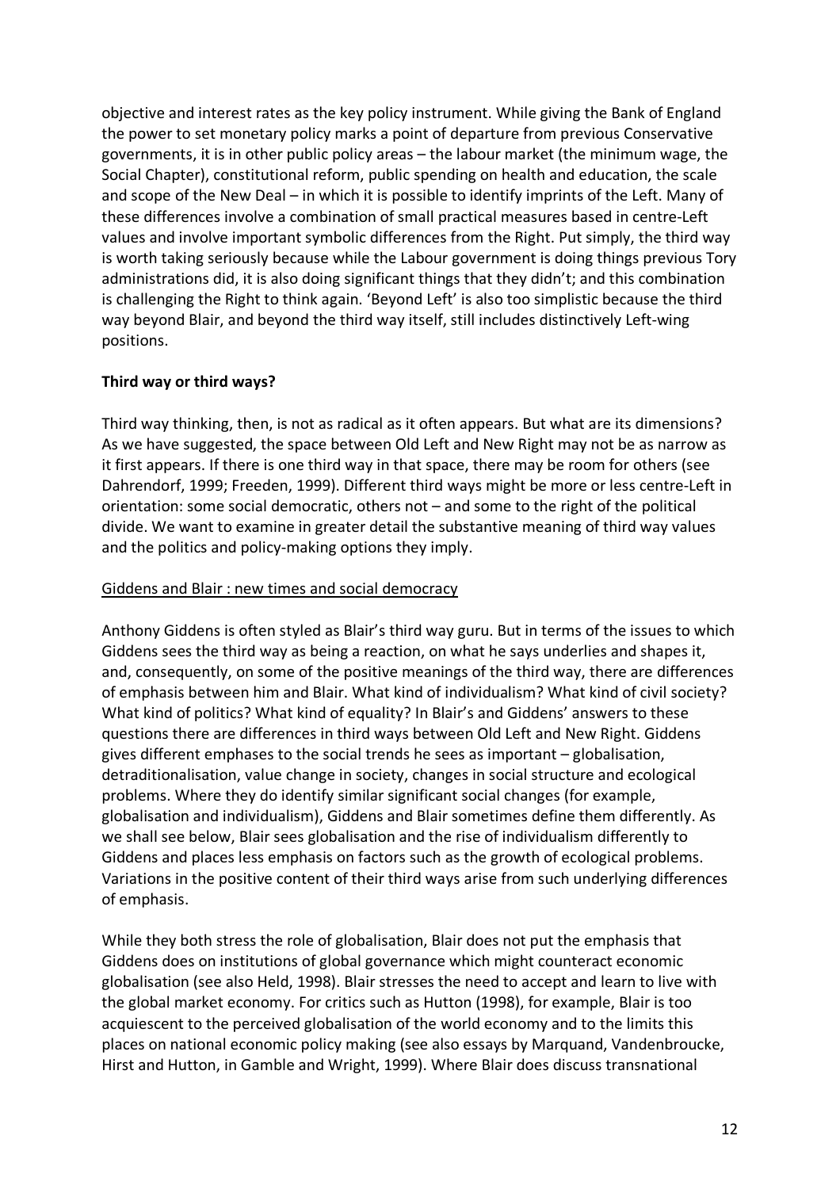objective and interest rates as the key policy instrument. While giving the Bank of England the power to set monetary policy marks a point of departure from previous Conservative governments, it is in other public policy areas – the labour market (the minimum wage, the Social Chapter), constitutional reform, public spending on health and education, the scale and scope of the New Deal – in which it is possible to identify imprints of the Left. Many of these differences involve a combination of small practical measures based in centre-Left values and involve important symbolic differences from the Right. Put simply, the third way is worth taking seriously because while the Labour government is doing things previous Tory administrations did, it is also doing significant things that they didn't; and this combination is challenging the Right to think again. 'Beyond Left' is also too simplistic because the third way beyond Blair, and beyond the third way itself, still includes distinctively Left-wing positions.

**Third way or third ways?**

Third way thinking, then, is not as radical as it often appears. But what are its dimensions? As we have suggested, the space between Old Left and New Right may not be as narrow as it first appears. If there is one third way in that space, there may be room for others (see Dahrendorf, 1999; Freeden, 1999). Different third ways might be more or less centre-Left in orientation: some social democratic, others not – and some to the right of the political divide. We want to examine in greater detail the substantive meaning of third way values and the politics and policy-making options they imply.

Giddens and Blair : new times and social democracy

Anthony Giddens is often styled as Blair's third way guru. But in terms of the issues to which Giddens sees the third way as being a reaction, on what he says underlies and shapes it, and, consequently, on some of the positive meanings of the third way, there are differences of emphasis between him and Blair. What kind of individualism? What kind of civil society? What kind of politics? What kind of equality? In Blair's and Giddens' answers to these questions there are differences in third ways between Old Left and New Right. Giddens gives different emphases to the social trends he sees as important – globalisation, detraditionalisation, value change in society, changes in social structure and ecological problems. Where they do identify similar significant social changes (for example, globalisation and individualism), Giddens and Blair sometimes define them differently. As we shall see below, Blair sees globalisation and the rise of individualism differently to Giddens and places less emphasis on factors such as the growth of ecological problems. Variations in the positive content of their third ways arise from such underlying differences of emphasis.

While they both stress the role of globalisation, Blair does not put the emphasis that Giddens does on institutions of global governance which might counteract economic globalisation (see also Held, 1998). Blair stresses the need to accept and learn to live with the global market economy. For critics such as Hutton (1998), for example, Blair is too acquiescent to the perceived globalisation of the world economy and to the limits this places on national economic policy making (see also essays by Marquand, Vandenbroucke, Hirst and Hutton, in Gamble and Wright, 1999). Where Blair does discuss transnational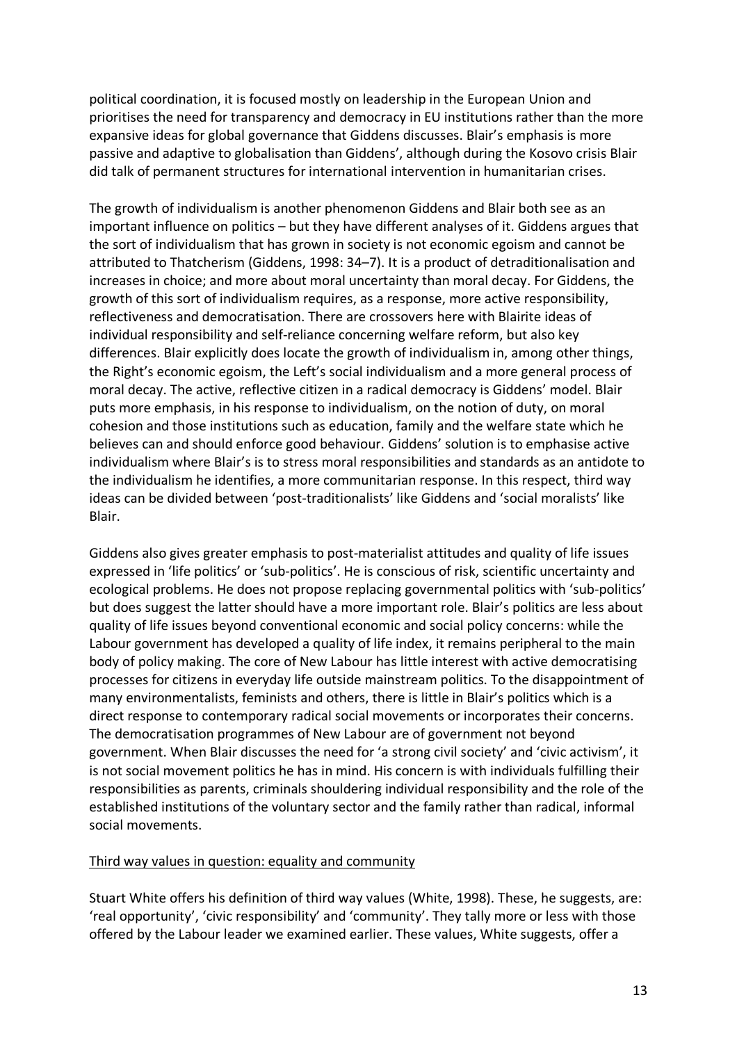political coordination, it is focused mostly on leadership in the European Union and prioritises the need for transparency and democracy in EU institutions rather than the more expansive ideas for global governance that Giddens discusses. Blair's emphasis is more passive and adaptive to globalisation than Giddens', although during the Kosovo crisis Blair did talk of permanent structures for international intervention in humanitarian crises.

The growth of individualism is another phenomenon Giddens and Blair both see as an important influence on politics – but they have different analyses of it. Giddens argues that the sort of individualism that has grown in society is not economic egoism and cannot be attributed to Thatcherism (Giddens, 1998: 34–7). It is a product of detraditionalisation and increases in choice; and more about moral uncertainty than moral decay. For Giddens, the growth of this sort of individualism requires, as a response, more active responsibility, reflectiveness and democratisation. There are crossovers here with Blairite ideas of individual responsibility and self-reliance concerning welfare reform, but also key differences. Blair explicitly does locate the growth of individualism in, among other things, the Right's economic egoism, the Left's social individualism and a more general process of moral decay. The active, reflective citizen in a radical democracy is Giddens' model. Blair puts more emphasis, in his response to individualism, on the notion of duty, on moral cohesion and those institutions such as education, family and the welfare state which he believes can and should enforce good behaviour. Giddens' solution is to emphasise active individualism where Blair's is to stress moral responsibilities and standards as an antidote to the individualism he identifies, a more communitarian response. In this respect, third way ideas can be divided between 'post-traditionalists' like Giddens and 'social moralists' like Blair.

Giddens also gives greater emphasis to post-materialist attitudes and quality of life issues expressed in 'life politics' or 'sub-politics'. He is conscious of risk, scientific uncertainty and ecological problems. He does not propose replacing governmental politics with 'sub-politics' but does suggest the latter should have a more important role. Blair's politics are less about quality of life issues beyond conventional economic and social policy concerns: while the Labour government has developed a quality of life index, it remains peripheral to the main body of policy making. The core of New Labour has little interest with active democratising processes for citizens in everyday life outside mainstream politics. To the disappointment of many environmentalists, feminists and others, there is little in Blair's politics which is a direct response to contemporary radical social movements or incorporates their concerns. The democratisation programmes of New Labour are of government not beyond government. When Blair discusses the need for 'a strong civil society' and 'civic activism', it is not social movement politics he has in mind. His concern is with individuals fulfilling their responsibilities as parents, criminals shouldering individual responsibility and the role of the established institutions of the voluntary sector and the family rather than radical, informal social movements.

## Third way values in question: equality and community

Stuart White offers his definition of third way values (White, 1998). These, he suggests, are: 'real opportunity', 'civic responsibility' and 'community'. They tally more or less with those offered by the Labour leader we examined earlier. These values, White suggests, offer a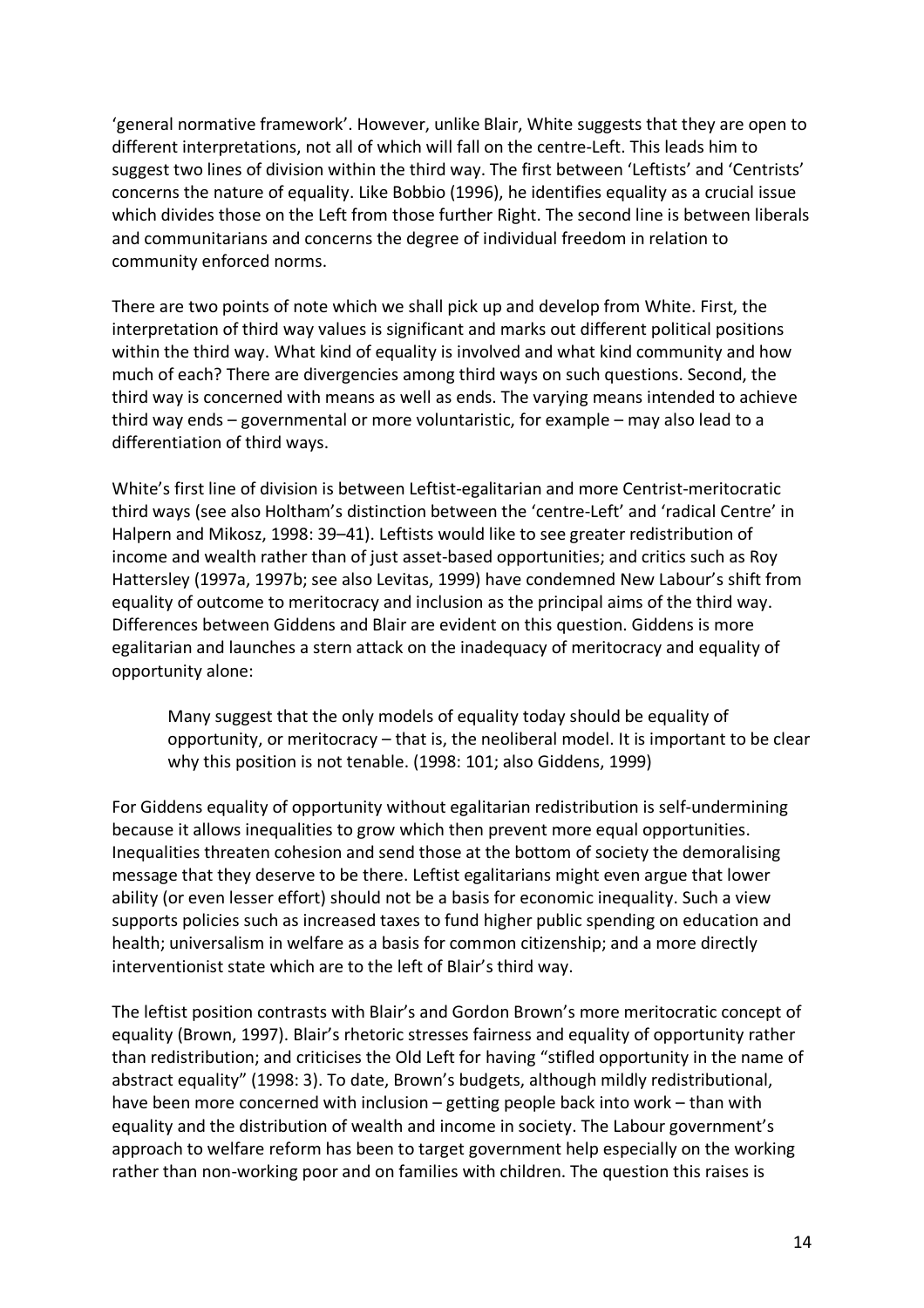'general normative framework'. However, unlike Blair, White suggests that they are open to different interpretations, not all of which will fall on the centre-Left. This leads him to suggest two lines of division within the third way. The first between 'Leftists' and 'Centrists' concerns the nature of equality. Like Bobbio (1996), he identifies equality as a crucial issue which divides those on the Left from those further Right. The second line is between liberals and communitarians and concerns the degree of individual freedom in relation to community enforced norms.

There are two points of note which we shall pick up and develop from White. First, the interpretation of third way values is significant and marks out different political positions within the third way. What kind of equality is involved and what kind community and how much of each? There are divergencies among third ways on such questions. Second, the third way is concerned with means as well as ends. The varying means intended to achieve third way ends – governmental or more voluntaristic, for example – may also lead to a differentiation of third ways.

White's first line of division is between Leftist-egalitarian and more Centrist-meritocratic third ways (see also Holtham's distinction between the 'centre-Left' and 'radical Centre' in Halpern and Mikosz, 1998: 39–41). Leftists would like to see greater redistribution of income and wealth rather than of just asset-based opportunities; and critics such as Roy Hattersley (1997a, 1997b; see also Levitas, 1999) have condemned New Labour's shift from equality of outcome to meritocracy and inclusion as the principal aims of the third way. Differences between Giddens and Blair are evident on this question. Giddens is more egalitarian and launches a stern attack on the inadequacy of meritocracy and equality of opportunity alone:

> Many suggest that the only models of equality today should be equality of opportunity, or meritocracy – that is, the neoliberal model. It is important to be clear why this position is not tenable. (1998: 101; also Giddens, 1999)

For Giddens equality of opportunity without egalitarian redistribution is self-undermining because it allows inequalities to grow which then prevent more equal opportunities. Inequalities threaten cohesion and send those at the bottom of society the demoralising message that they deserve to be there. Leftist egalitarians might even argue that lower ability (or even lesser effort) should not be a basis for economic inequality. Such a view supports policies such as increased taxes to fund higher public spending on education and health; universalism in welfare as a basis for common citizenship; and a more directly interventionist state which are to the left of Blair's third way.

The leftist position contrasts with Blair's and Gordon Brown's more meritocratic concept of equality (Brown, 1997). Blair's rhetoric stresses fairness and equality of opportunity rather than redistribution; and criticises the Old Left for having "stifled opportunity in the name of abstract equality" (1998: 3). To date, Brown's budgets, although mildly redistributional, have been more concerned with inclusion – getting people back into work – than with equality and the distribution of wealth and income in society. The Labour government's approach to welfare reform has been to target government help especially on the working rather than non-working poor and on families with children. The question this raises is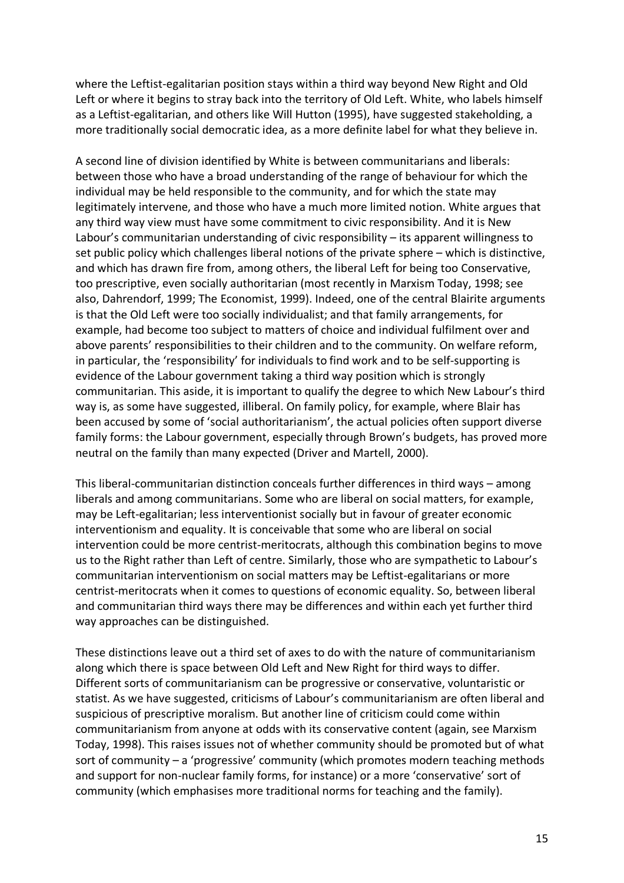where the Leftist-egalitarian position stays within a third way beyond New Right and Old Left or where it begins to stray back into the territory of Old Left. White, who labels himself as a Leftist-egalitarian, and others like Will Hutton (1995), have suggested stakeholding, a more traditionally social democratic idea, as a more definite label for what they believe in.

A second line of division identified by White is between communitarians and liberals: between those who have a broad understanding of the range of behaviour for which the individual may be held responsible to the community, and for which the state may legitimately intervene, and those who have a much more limited notion. White argues that any third way view must have some commitment to civic responsibility. And it is New Labour's communitarian understanding of civic responsibility – its apparent willingness to set public policy which challenges liberal notions of the private sphere – which is distinctive, and which has drawn fire from, among others, the liberal Left for being too Conservative, too prescriptive, even socially authoritarian (most recently in Marxism Today, 1998; see also, Dahrendorf, 1999; The Economist, 1999). Indeed, one of the central Blairite arguments is that the Old Left were too socially individualist; and that family arrangements, for example, had become too subject to matters of choice and individual fulfilment over and above parents' responsibilities to their children and to the community. On welfare reform, in particular, the 'responsibility' for individuals to find work and to be self-supporting is evidence of the Labour government taking a third way position which is strongly communitarian. This aside, it is important to qualify the degree to which New Labour's third way is, as some have suggested, illiberal. On family policy, for example, where Blair has been accused by some of 'social authoritarianism', the actual policies often support diverse family forms: the Labour government, especially through Brown's budgets, has proved more neutral on the family than many expected (Driver and Martell, 2000).

This liberal-communitarian distinction conceals further differences in third ways – among liberals and among communitarians. Some who are liberal on social matters, for example, may be Left-egalitarian; less interventionist socially but in favour of greater economic interventionism and equality. It is conceivable that some who are liberal on social intervention could be more centrist-meritocrats, although this combination begins to move us to the Right rather than Left of centre. Similarly, those who are sympathetic to Labour's communitarian interventionism on social matters may be Leftist-egalitarians or more centrist-meritocrats when it comes to questions of economic equality. So, between liberal and communitarian third ways there may be differences and within each yet further third way approaches can be distinguished.

These distinctions leave out a third set of axes to do with the nature of communitarianism along which there is space between Old Left and New Right for third ways to differ. Different sorts of communitarianism can be progressive or conservative, voluntaristic or statist. As we have suggested, criticisms of Labour's communitarianism are often liberal and suspicious of prescriptive moralism. But another line of criticism could come within communitarianism from anyone at odds with its conservative content (again, see Marxism Today, 1998). This raises issues not of whether community should be promoted but of what sort of community – a 'progressive' community (which promotes modern teaching methods and support for non-nuclear family forms, for instance) or a more 'conservative' sort of community (which emphasises more traditional norms for teaching and the family).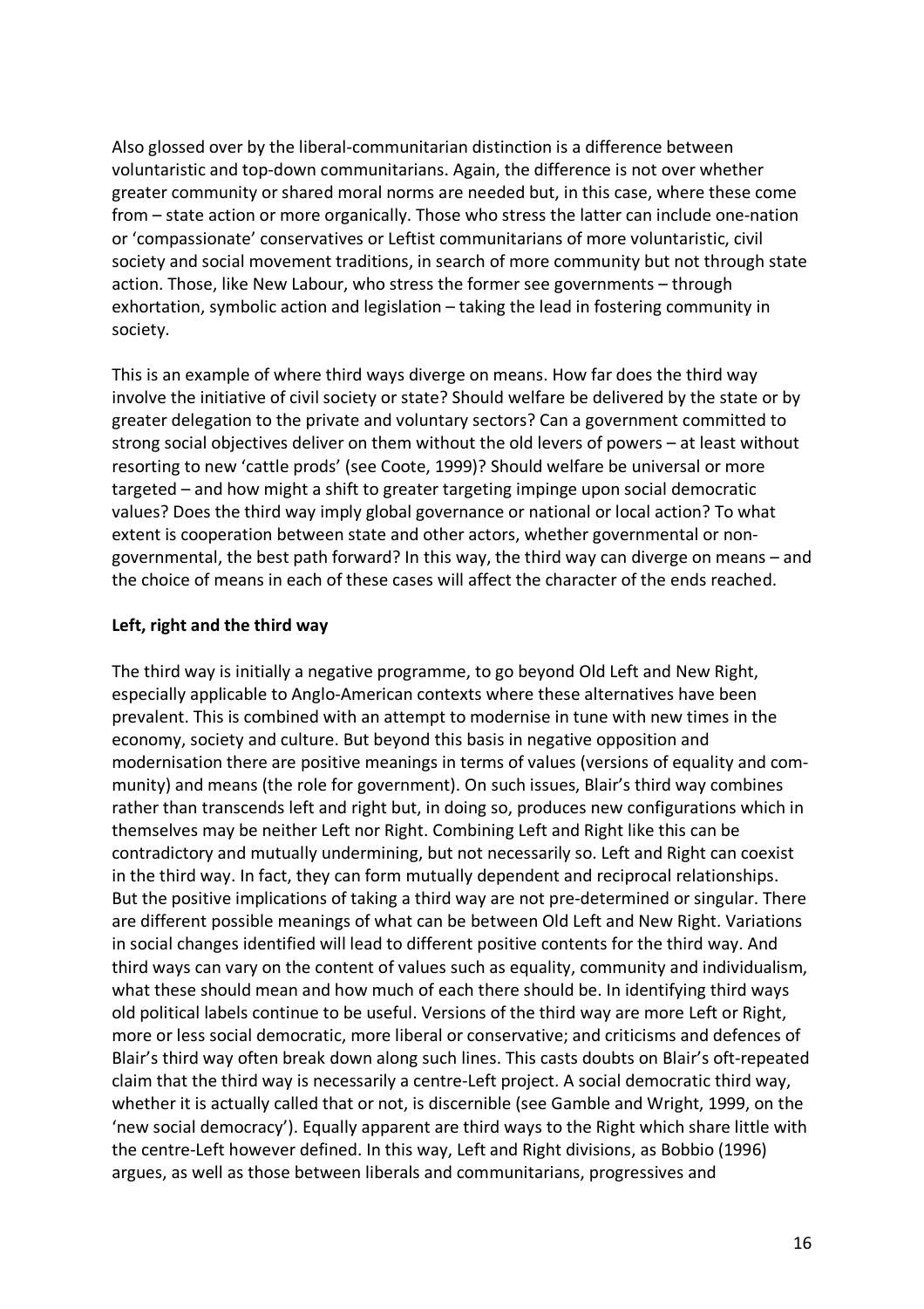Also glossed over by the liberal-communitarian distinction is a difference between voluntaristic and top-down communitarians. Again, the difference is not over whether greater community or shared moral norms are needed but, in this case, where these come from – state action or more organically. Those who stress the latter can include one-nation or 'compassionate' conservatives or Leftist communitarians of more voluntaristic, civil society and social movement traditions, in search of more community but not through state action. Those, like New Labour, who stress the former see governments – through exhortation, symbolic action and legislation – taking the lead in fostering community in society.

This is an example of where third ways diverge on means. How far does the third way involve the initiative of civil society or state? Should welfare be delivered by the state or by greater delegation to the private and voluntary sectors? Can a government committed to strong social objectives deliver on them without the old levers of powers – at least without resorting to new 'cattle prods' (see Coote, 1999)? Should welfare be universal or more targeted – and how might a shift to greater targeting impinge upon social democratic values? Does the third way imply global governance or national or local action? To what extent is cooperation between state and other actors, whether governmental or non-governmental, the best path forward? In this way, the third way can diverge on means – and the choice of means in each of these cases will affect the character of the ends reached.

### Left, right and the third way

The third way is initially a negative programme, to go beyond Old Left and New Right, especially applicable to Anglo-American contexts where these alternatives have been prevalent. This is combined with an attempt to modernise in tune with new times in the economy, society and culture. But beyond this basis in negative opposition and modernisation there are positive meanings in terms of values (versions of equality and community) and means (the role for government). On such issues, Blair's third way combines rather than transcends left and right but, in doing so, produces new configurations which in themselves may be neither Left nor Right. Combining Left and Right like this can be contradictory and mutually undermining, but not necessarily so. Left and Right can coexist in the third way. In fact, they can form mutually dependent and reciprocal relationships. But the positive implications of taking a third way are not pre-determined or singular. There are different possible meanings of what can be between Old Left and New Right. Variations in social changes identified will lead to different positive contents for the third way. And third ways can vary on the content of values such as equality, community and individualism, what these should mean and how much of each there should be. In identifying third ways old political labels continue to be useful. Versions of the third way are more Left or Right, more or less social democratic, more liberal or conservative; and criticisms and defences of Blair's third way often break down along such lines. This casts doubts on Blair's oft-repeated claim that the third way is necessarily a centre-Left project. A social democratic third way, whether it is actually called that or not, is discernible (see Gamble and Wright, 1999, on the 'new social democracy'). Equally apparent are third ways to the Right which share little with the centre-Left however defined. In this way, Left and Right divisions, as Bobbio (1996) argues, as well as those between liberals and communitarians, progressives and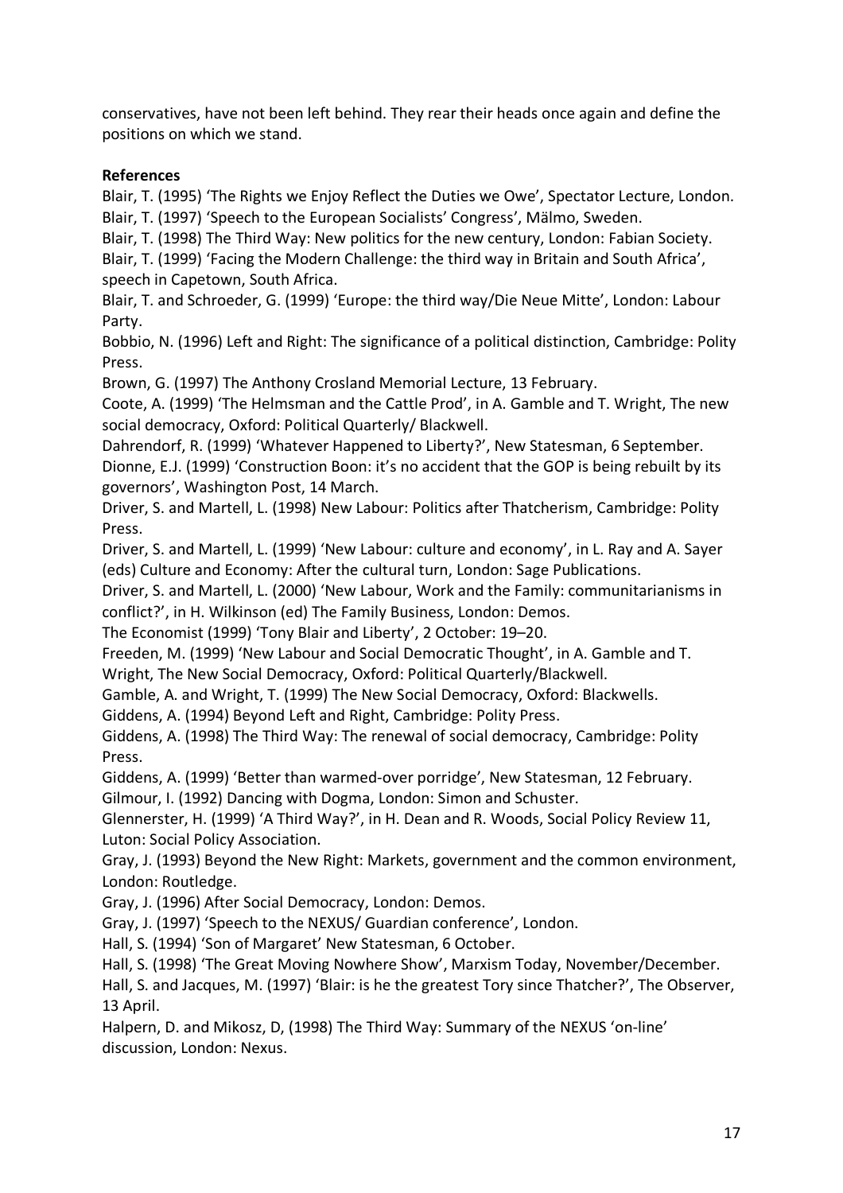conservatives, have not been left behind. They rear their heads once again and define the positions on which we stand.

**References**

Blair, T. (1995) 'The Rights we Enjoy Reflect the Duties we Owe', Spectator Lecture, London.

Blair, T. (1997) 'Speech to the European Socialists' Congress', Mälmo, Sweden.

Blair, T. (1998) The Third Way: New politics for the new century, London: Fabian Society.

Blair, T. (1999) 'Facing the Modern Challenge: the third way in Britain and South Africa', speech in Capetown, South Africa.

Blair, T. and Schroeder, G. (1999) 'Europe: the third way/Die Neue Mitte', London: Labour Party.

Bobbio, N. (1996) Left and Right: The significance of a political distinction, Cambridge: Polity Press.

Brown, G. (1997) The Anthony Crosland Memorial Lecture, 13 February.

Coote, A. (1999) 'The Helmsman and the Cattle Prod', in A. Gamble and T. Wright, The new social democracy, Oxford: Political Quarterly/ Blackwell.

Dahrendorf, R. (1999) 'Whatever Happened to Liberty?', New Statesman, 6 September.

Dionne, E.J. (1999) 'Construction Boon: it's no accident that the GOP is being rebuilt by its governors', Washington Post, 14 March.

Driver, S. and Martell, L. (1998) New Labour: Politics after Thatcherism, Cambridge: Polity Press.

Driver, S. and Martell, L. (1999) 'New Labour: culture and economy', in L. Ray and A. Sayer (eds) Culture and Economy: After the cultural turn, London: Sage Publications.

Driver, S. and Martell, L. (2000) 'New Labour, Work and the Family: communitarianisms in conflict?', in H. Wilkinson (ed) The Family Business, London: Demos.

The Economist (1999) 'Tony Blair and Liberty', 2 October: 19–20.

Freeden, M. (1999) 'New Labour and Social Democratic Thought', in A. Gamble and T. Wright, The New Social Democracy, Oxford: Political Quarterly/Blackwell.

Gamble, A. and Wright, T. (1999) The New Social Democracy, Oxford: Blackwells.

Giddens, A. (1994) Beyond Left and Right, Cambridge: Polity Press.

Giddens, A. (1998) The Third Way: The renewal of social democracy, Cambridge: Polity Press.

Giddens, A. (1999) 'Better than warmed-over porridge', New Statesman, 12 February.

Gilmour, I. (1992) Dancing with Dogma, London: Simon and Schuster.

Glennerster, H. (1999) 'A Third Way?', in H. Dean and R. Woods, Social Policy Review 11, Luton: Social Policy Association.

Gray, J. (1993) Beyond the New Right: Markets, government and the common environment, London: Routledge.

Gray, J. (1996) After Social Democracy, London: Demos.

Gray, J. (1997) 'Speech to the NEXUS/ Guardian conference', London.

Hall, S. (1994) 'Son of Margaret' New Statesman, 6 October.

Hall, S. (1998) 'The Great Moving Nowhere Show', Marxism Today, November/December.

Hall, S. and Jacques, M. (1997) 'Blair: is he the greatest Tory since Thatcher?', The Observer, 13 April.

Halpern, D. and Mikosz, D, (1998) The Third Way: Summary of the NEXUS 'on-line' discussion, London: Nexus.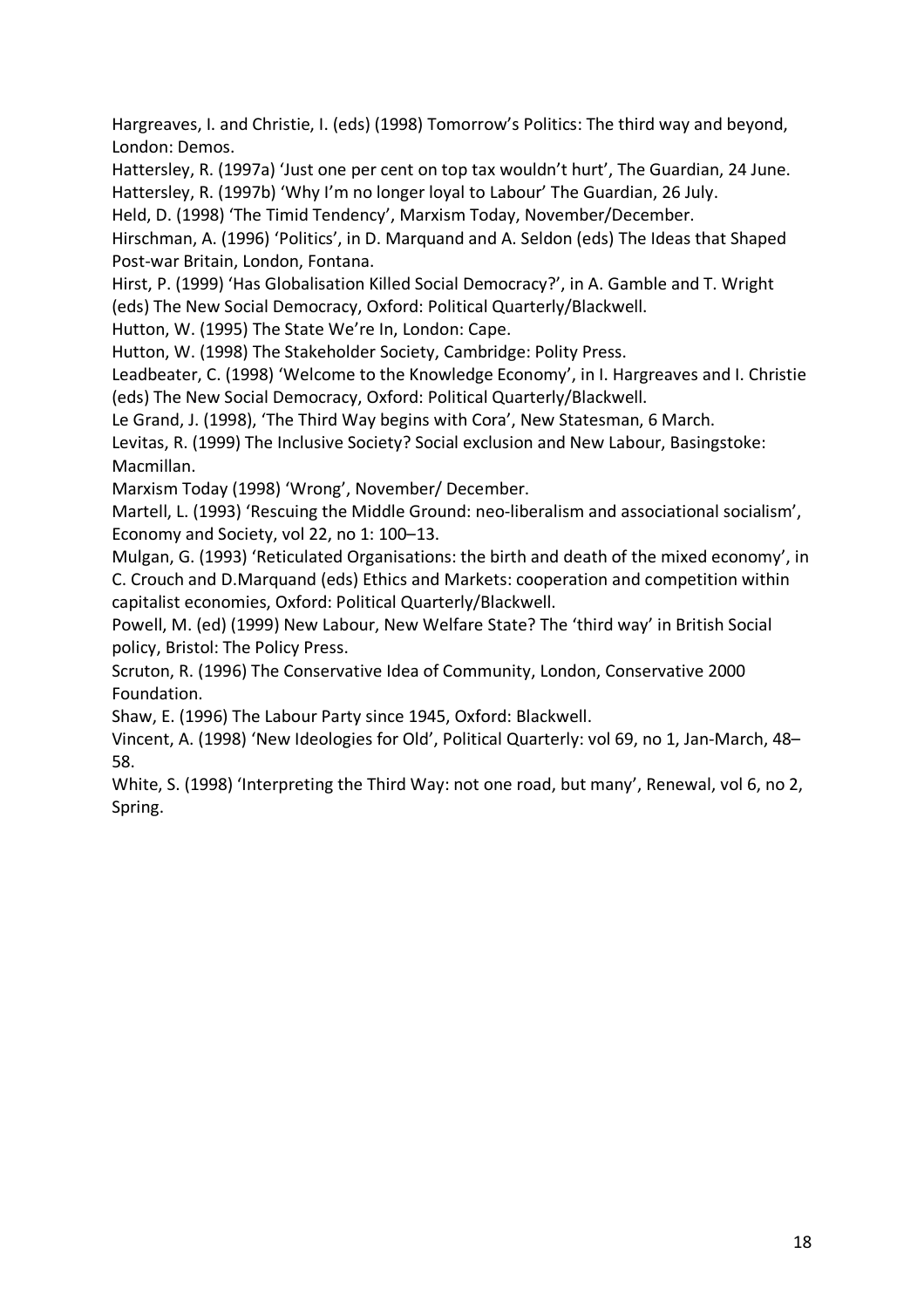Hargreaves, I. and Christie, I. (eds) (1998) Tomorrow's Politics: The third way and beyond, London: Demos.

Hattersley, R. (1997a) 'Just one per cent on top tax wouldn't hurt', The Guardian, 24 June.

Hattersley, R. (1997b) 'Why I'm no longer loyal to Labour' The Guardian, 26 July.

Held, D. (1998) 'The Timid Tendency', Marxism Today, November/December.

Hirschman, A. (1996) 'Politics', in D. Marquand and A. Seldon (eds) The Ideas that Shaped Post-war Britain, London, Fontana.

Hirst, P. (1999) 'Has Globalisation Killed Social Democracy?', in A. Gamble and T. Wright (eds) The New Social Democracy, Oxford: Political Quarterly/Blackwell.

Hutton, W. (1995) The State We're In, London: Cape.

Hutton, W. (1998) The Stakeholder Society, Cambridge: Polity Press.

Leadbeater, C. (1998) 'Welcome to the Knowledge Economy', in I. Hargreaves and I. Christie (eds) The New Social Democracy, Oxford: Political Quarterly/Blackwell.

Le Grand, J. (1998), 'The Third Way begins with Cora', New Statesman, 6 March.

Levitas, R. (1999) The Inclusive Society? Social exclusion and New Labour, Basingstoke: Macmillan.

Marxism Today (1998) 'Wrong', November/ December.

Martell, L. (1993) 'Rescuing the Middle Ground: neo-liberalism and associational socialism', Economy and Society, vol 22, no 1: 100–13.

Mulgan, G. (1993) 'Reticulated Organisations: the birth and death of the mixed economy', in C. Crouch and D.Marquand (eds) Ethics and Markets: cooperation and competition within capitalist economies, Oxford: Political Quarterly/Blackwell.

Powell, M. (ed) (1999) New Labour, New Welfare State? The 'third way' in British Social policy, Bristol: The Policy Press.

Scruton, R. (1996) The Conservative Idea of Community, London, Conservative 2000 Foundation.

Shaw, E. (1996) The Labour Party since 1945, Oxford: Blackwell.

Vincent, A. (1998) 'New Ideologies for Old', Political Quarterly: vol 69, no 1, Jan-March, 48–58.

White, S. (1998) 'Interpreting the Third Way: not one road, but many', Renewal, vol 6, no 2, Spring.